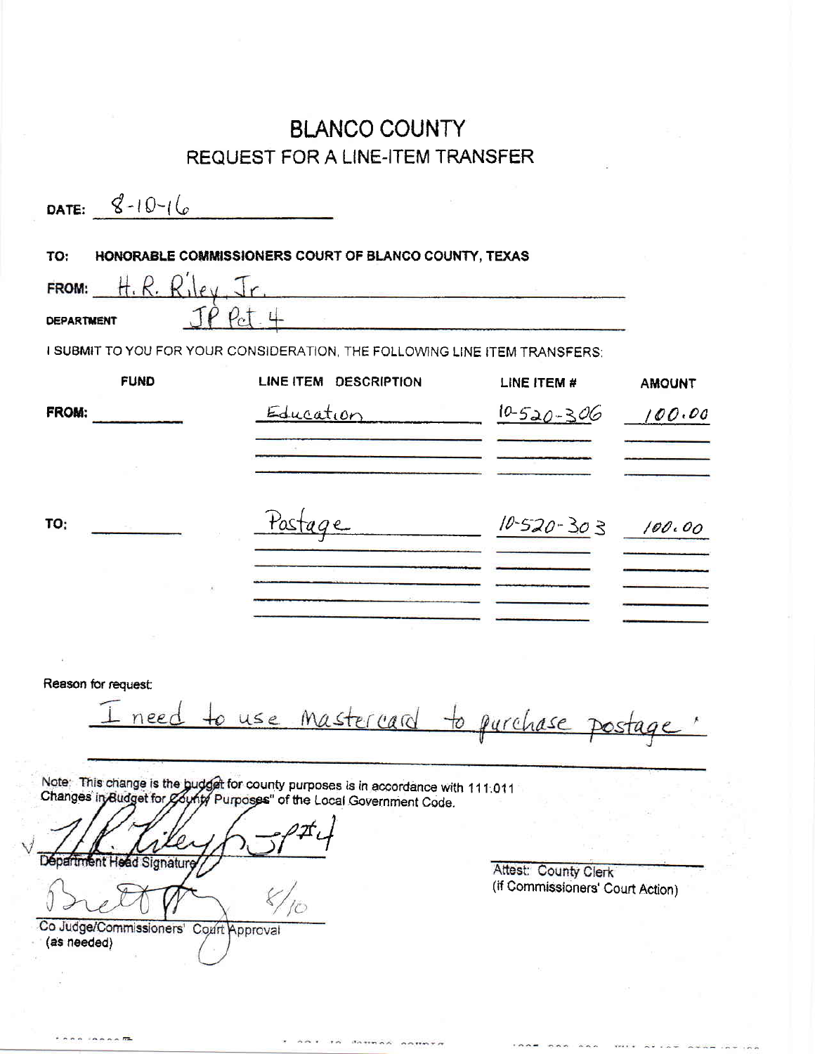# BLANCO COUNTY

## REQUEST FOR A LINE-ITEM TRANSFER

DATE: 8-10-16

TO: HONORABLE COMMISSIONERS COURT OF BLANCO COUNTY, TEXAS

FROM: H. R. Riley Jr.

DEPARTMENT: JP Pct 4

I SUBMIT TO YOU FOR YOUR CONSIDERATION, THE FOLLOWING LINE ITEM TRANSFERS:

| | FUND | LINE ITEM DESCRIPTION | LINE ITEM # | AMOUNT |
|---|---|---|---|---|
| FROM: | | Education | 10-520-306 | 100.00 |
| TO: | | Postage | 10-520-303 | 100.00 |

Reason for request:

I need to use Mastercard to purchase postage.

Note: This change is the budget for county purposes is in accordance with 111.011 Changes in Budget for County Purposes" of the Local Government Code.

H. R. Riley JP#4

Department Head Signature

Brett 8/10

Co Judge/Commissioners' Court Approval (as needed)

Attest: County Clerk (If Commissioners' Court Action)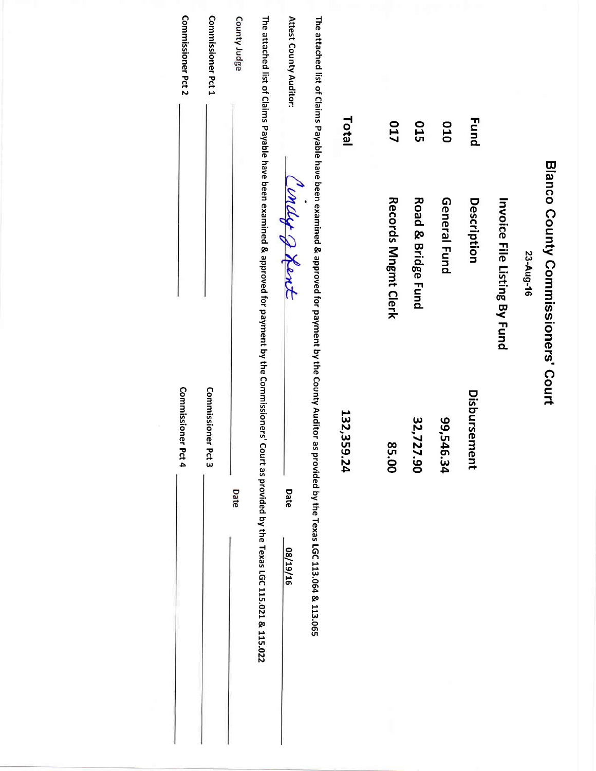# Blanco County Commissioners' Court

23-Aug-16

## Invoice File Listing By Fund

| Fund | Description | Disbursement |
|---|---|---|
| 010 | General Fund | 99,546.34 |
| 015 | Road & Bridge Fund | 32,727.90 |
| 017 | Records Mngmt Clerk | 85.00 |
| **Total** | | **132,359.24** |

The attached list of Claims Payable have been examined & approved for payment by the County Auditor as provided by the Texas LGC 113.064 & 113.065

Attest County Auditor: Cindy J Kent    Date 08/19/16

The attached list of Claims Payable have been examined & approved for payment by the Commissioners' Court as provided by the Texas LGC 115.021 & 115.022

County Judge ____________________ Date ____________________

Commissioner Pct 1 ____________________ Commissioner Pct 3 ____________________

Commissioner Pct 2 ____________________ Commissioner Pct 4 ____________________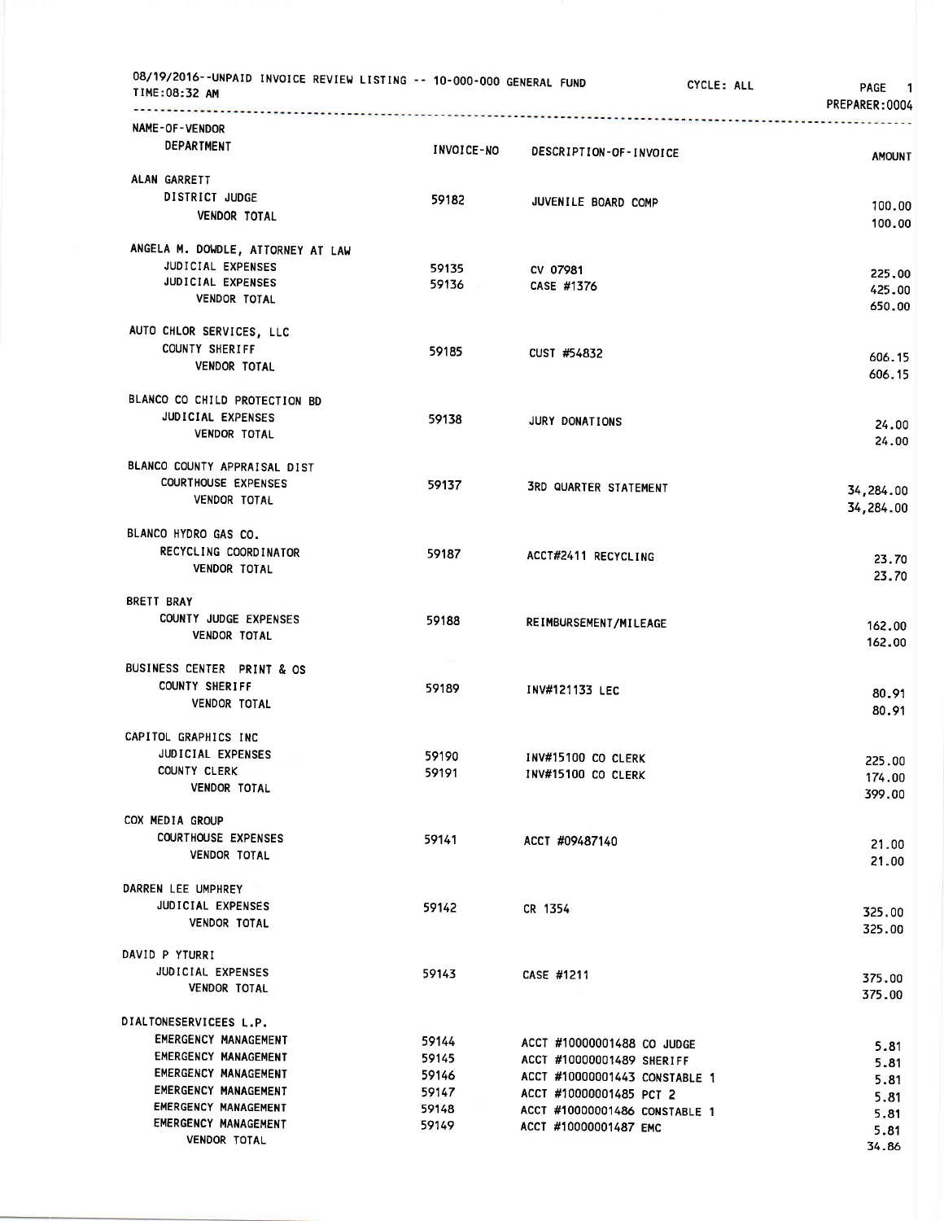08/19/2016--UNPAID INVOICE REVIEW LISTING -- 10-000-000 GENERAL FUND CYCLE: ALL PAGE 1

TIME:08:32 AM PREPARER:0004

| NAME-OF-VENDOR / DEPARTMENT | INVOICE-NO | DESCRIPTION-OF-INVOICE | AMOUNT |
|---|---|---|---|
| ALAN GARRETT | | | |
| DISTRICT JUDGE | 59182 | JUVENILE BOARD COMP | 100.00 |
| VENDOR TOTAL | | | 100.00 |
| ANGELA M. DOWDLE, ATTORNEY AT LAW | | | |
| JUDICIAL EXPENSES | 59135 | CV 07981 | 225.00 |
| JUDICIAL EXPENSES | 59136 | CASE #1376 | 425.00 |
| VENDOR TOTAL | | | 650.00 |
| AUTO CHLOR SERVICES, LLC | | | |
| COUNTY SHERIFF | 59185 | CUST #54832 | 606.15 |
| VENDOR TOTAL | | | 606.15 |
| BLANCO CO CHILD PROTECTION BD | | | |
| JUDICIAL EXPENSES | 59138 | JURY DONATIONS | 24.00 |
| VENDOR TOTAL | | | 24.00 |
| BLANCO COUNTY APPRAISAL DIST | | | |
| COURTHOUSE EXPENSES | 59137 | 3RD QUARTER STATEMENT | 34,284.00 |
| VENDOR TOTAL | | | 34,284.00 |
| BLANCO HYDRO GAS CO. | | | |
| RECYCLING COORDINATOR | 59187 | ACCT#2411 RECYCLING | 23.70 |
| VENDOR TOTAL | | | 23.70 |
| BRETT BRAY | | | |
| COUNTY JUDGE EXPENSES | 59188 | REIMBURSEMENT/MILEAGE | 162.00 |
| VENDOR TOTAL | | | 162.00 |
| BUSINESS CENTER PRINT & OS | | | |
| COUNTY SHERIFF | 59189 | INV#121133 LEC | 80.91 |
| VENDOR TOTAL | | | 80.91 |
| CAPITOL GRAPHICS INC | | | |
| JUDICIAL EXPENSES | 59190 | INV#15100 CO CLERK | 225.00 |
| COUNTY CLERK | 59191 | INV#15100 CO CLERK | 174.00 |
| VENDOR TOTAL | | | 399.00 |
| COX MEDIA GROUP | | | |
| COURTHOUSE EXPENSES | 59141 | ACCT #09487140 | 21.00 |
| VENDOR TOTAL | | | 21.00 |
| DARREN LEE UMPHREY | | | |
| JUDICIAL EXPENSES | 59142 | CR 1354 | 325.00 |
| VENDOR TOTAL | | | 325.00 |
| DAVID P YTURRI | | | |
| JUDICIAL EXPENSES | 59143 | CASE #1211 | 375.00 |
| VENDOR TOTAL | | | 375.00 |
| DIALTONESERVICEES L.P. | | | |
| EMERGENCY MANAGEMENT | 59144 | ACCT #10000001488 CO JUDGE | 5.81 |
| EMERGENCY MANAGEMENT | 59145 | ACCT #10000001489 SHERIFF | 5.81 |
| EMERGENCY MANAGEMENT | 59146 | ACCT #10000001443 CONSTABLE 1 | 5.81 |
| EMERGENCY MANAGEMENT | 59147 | ACCT #10000001485 PCT 2 | 5.81 |
| EMERGENCY MANAGEMENT | 59148 | ACCT #10000001486 CONSTABLE 1 | 5.81 |
| EMERGENCY MANAGEMENT | 59149 | ACCT #10000001487 EMC | 5.81 |
| VENDOR TOTAL | | | 34.86 |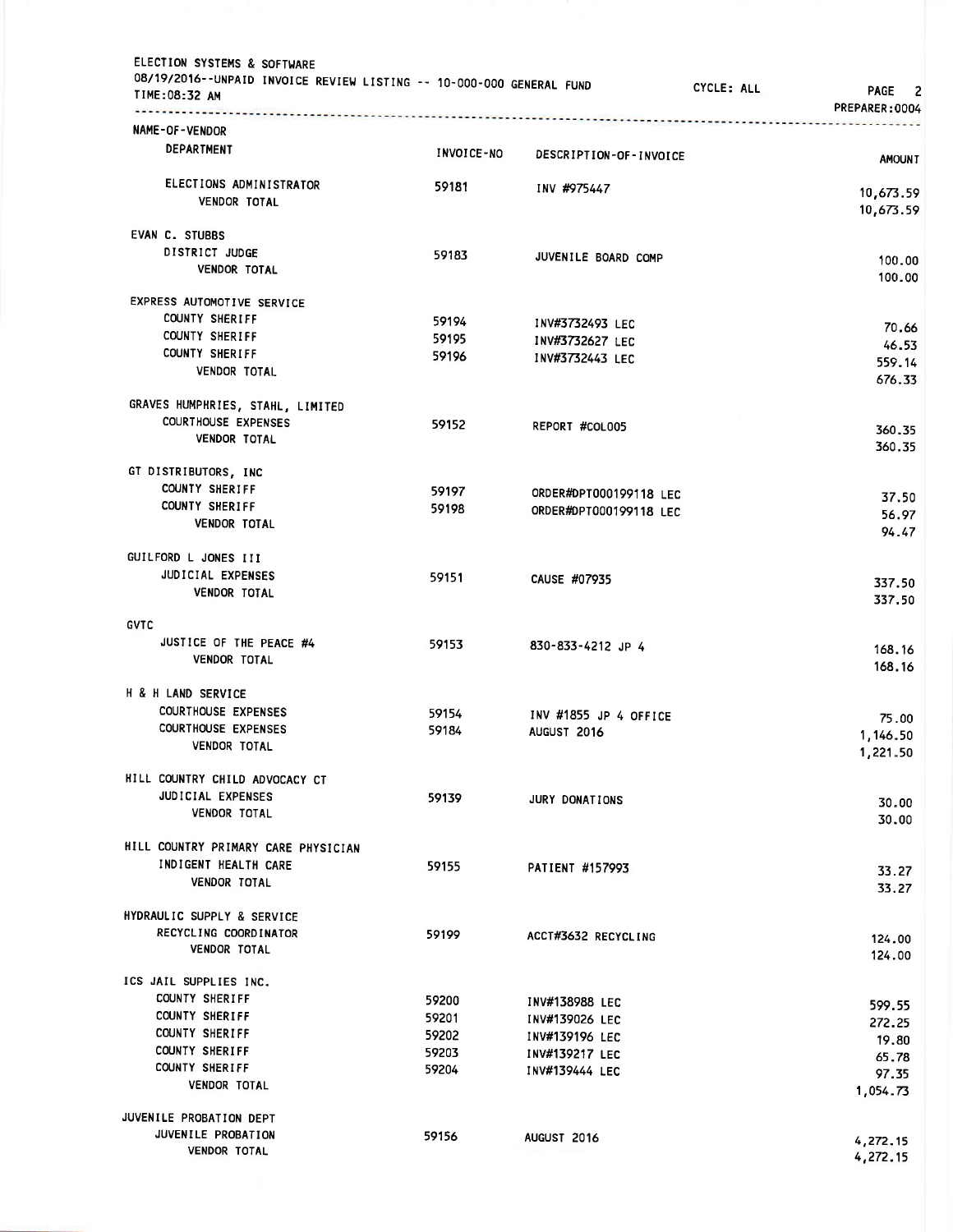ELECTION SYSTEMS & SOFTWARE
08/19/2016--UNPAID INVOICE REVIEW LISTING -- 10-000-000 GENERAL FUND CYCLE: ALL
TIME:08:32 AM
PREPARER:0004

| NAME-OF-VENDOR DEPARTMENT | INVOICE-NO | DESCRIPTION-OF-INVOICE | AMOUNT |
|---|---|---|---|
| ELECTIONS ADMINISTRATOR | 59181 | INV #975447 | 10,673.59 |
| VENDOR TOTAL | | | 10,673.59 |
| **EVAN C. STUBBS** | | | |
| DISTRICT JUDGE | 59183 | JUVENILE BOARD COMP | 100.00 |
| VENDOR TOTAL | | | 100.00 |
| **EXPRESS AUTOMOTIVE SERVICE** | | | |
| COUNTY SHERIFF | 59194 | INV#3732493 LEC | 70.66 |
| COUNTY SHERIFF | 59195 | INV#3732627 LEC | 46.53 |
| COUNTY SHERIFF | 59196 | INV#3732443 LEC | 559.14 |
| VENDOR TOTAL | | | 676.33 |
| **GRAVES HUMPHRIES, STAHL, LIMITED** | | | |
| COURTHOUSE EXPENSES | 59152 | REPORT #COL005 | 360.35 |
| VENDOR TOTAL | | | 360.35 |
| **GT DISTRIBUTORS, INC** | | | |
| COUNTY SHERIFF | 59197 | ORDER#DPT000199118 LEC | 37.50 |
| COUNTY SHERIFF | 59198 | ORDER#DPT000199118 LEC | 56.97 |
| VENDOR TOTAL | | | 94.47 |
| **GUILFORD L JONES III** | | | |
| JUDICIAL EXPENSES | 59151 | CAUSE #07935 | 337.50 |
| VENDOR TOTAL | | | 337.50 |
| **GVTC** | | | |
| JUSTICE OF THE PEACE #4 | 59153 | 830-833-4212 JP 4 | 168.16 |
| VENDOR TOTAL | | | 168.16 |
| **H & H LAND SERVICE** | | | |
| COURTHOUSE EXPENSES | 59154 | INV #1855 JP 4 OFFICE | 75.00 |
| COURTHOUSE EXPENSES | 59184 | AUGUST 2016 | 1,146.50 |
| VENDOR TOTAL | | | 1,221.50 |
| **HILL COUNTRY CHILD ADVOCACY CT** | | | |
| JUDICIAL EXPENSES | 59139 | JURY DONATIONS | 30.00 |
| VENDOR TOTAL | | | 30.00 |
| **HILL COUNTRY PRIMARY CARE PHYSICIAN** | | | |
| INDIGENT HEALTH CARE | 59155 | PATIENT #157993 | 33.27 |
| VENDOR TOTAL | | | 33.27 |
| **HYDRAULIC SUPPLY & SERVICE** | | | |
| RECYCLING COORDINATOR | 59199 | ACCT#3632 RECYCLING | 124.00 |
| VENDOR TOTAL | | | 124.00 |
| **ICS JAIL SUPPLIES INC.** | | | |
| COUNTY SHERIFF | 59200 | INV#138988 LEC | 599.55 |
| COUNTY SHERIFF | 59201 | INV#139026 LEC | 272.25 |
| COUNTY SHERIFF | 59202 | INV#139196 LEC | 19.80 |
| COUNTY SHERIFF | 59203 | INV#139217 LEC | 65.78 |
| COUNTY SHERIFF | 59204 | INV#139444 LEC | 97.35 |
| VENDOR TOTAL | | | 1,054.73 |
| **JUVENILE PROBATION DEPT** | | | |
| JUVENILE PROBATION | 59156 | AUGUST 2016 | 4,272.15 |
| VENDOR TOTAL | | | 4,272.15 |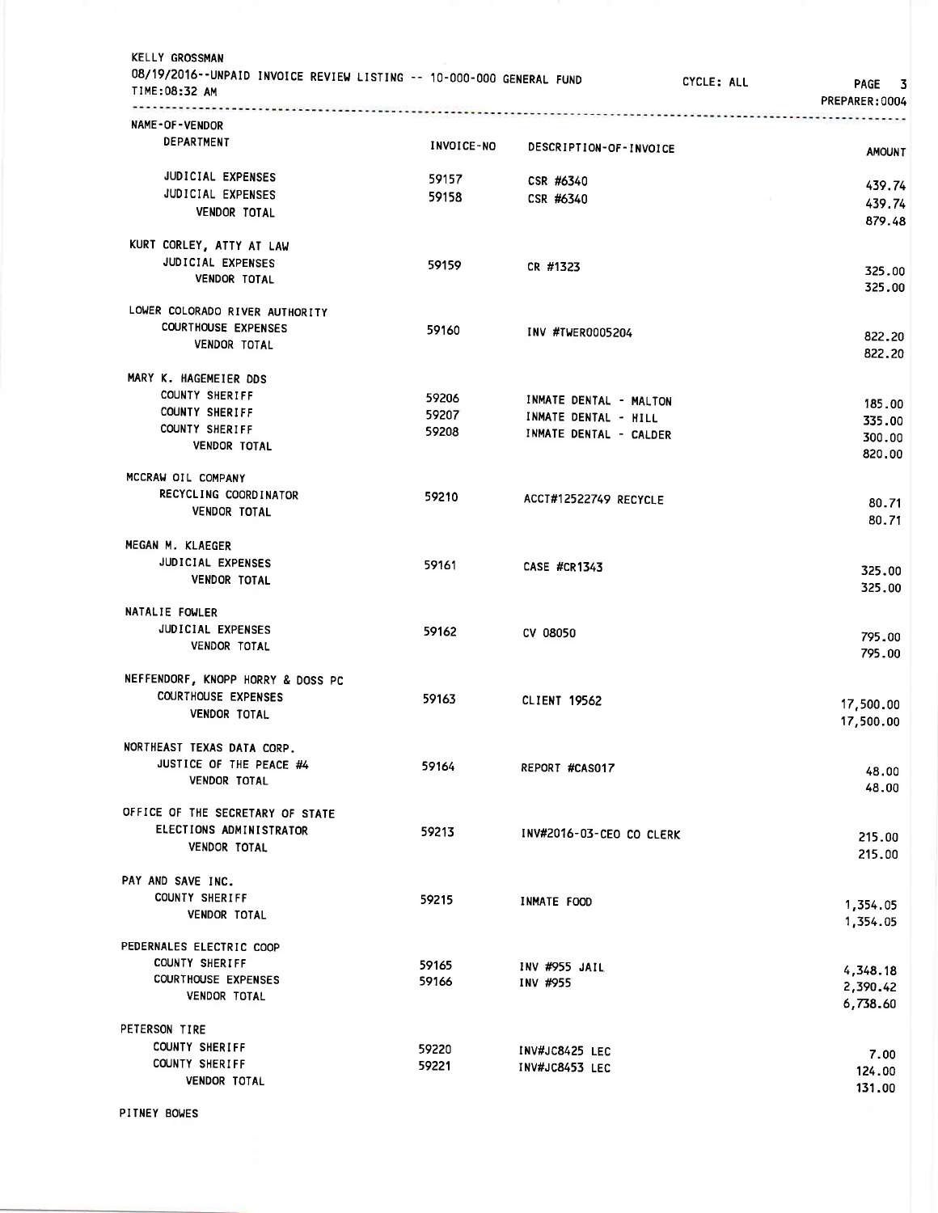KELLY GROSSMAN
08/19/2016--UNPAID INVOICE REVIEW LISTING -- 10-000-000 GENERAL FUND CYCLE: ALL
TIME:08:32 AM PREPARER:0004

| NAME-OF-VENDOR DEPARTMENT | INVOICE-NO | DESCRIPTION-OF-INVOICE | AMOUNT |
|---|---|---|---|
| JUDICIAL EXPENSES | 59157 | CSR #6340 | 439.74 |
| JUDICIAL EXPENSES | 59158 | CSR #6340 | 439.74 |
| VENDOR TOTAL | | | 879.48 |
| KURT CORLEY, ATTY AT LAW | | | |
| JUDICIAL EXPENSES | 59159 | CR #1323 | 325.00 |
| VENDOR TOTAL | | | 325.00 |
| LOWER COLORADO RIVER AUTHORITY | | | |
| COURTHOUSE EXPENSES | 59160 | INV #TWER0005204 | 822.20 |
| VENDOR TOTAL | | | 822.20 |
| MARY K. HAGEMEIER DDS | | | |
| COUNTY SHERIFF | 59206 | INMATE DENTAL - MALTON | 185.00 |
| COUNTY SHERIFF | 59207 | INMATE DENTAL - HILL | 335.00 |
| COUNTY SHERIFF | 59208 | INMATE DENTAL - CALDER | 300.00 |
| VENDOR TOTAL | | | 820.00 |
| MCCRAW OIL COMPANY | | | |
| RECYCLING COORDINATOR | 59210 | ACCT#12522749 RECYCLE | 80.71 |
| VENDOR TOTAL | | | 80.71 |
| MEGAN M. KLAEGER | | | |
| JUDICIAL EXPENSES | 59161 | CASE #CR1343 | 325.00 |
| VENDOR TOTAL | | | 325.00 |
| NATALIE FOWLER | | | |
| JUDICIAL EXPENSES | 59162 | CV 08050 | 795.00 |
| VENDOR TOTAL | | | 795.00 |
| NEFFENDORF, KNOPP HORRY & DOSS PC | | | |
| COURTHOUSE EXPENSES | 59163 | CLIENT 19562 | 17,500.00 |
| VENDOR TOTAL | | | 17,500.00 |
| NORTHEAST TEXAS DATA CORP. | | | |
| JUSTICE OF THE PEACE #4 | 59164 | REPORT #CAS017 | 48.00 |
| VENDOR TOTAL | | | 48.00 |
| OFFICE OF THE SECRETARY OF STATE | | | |
| ELECTIONS ADMINISTRATOR | 59213 | INV#2016-03-CEO CO CLERK | 215.00 |
| VENDOR TOTAL | | | 215.00 |
| PAY AND SAVE INC. | | | |
| COUNTY SHERIFF | 59215 | INMATE FOOD | 1,354.05 |
| VENDOR TOTAL | | | 1,354.05 |
| PEDERNALES ELECTRIC COOP | | | |
| COUNTY SHERIFF | 59165 | INV #955 JAIL | 4,348.18 |
| COURTHOUSE EXPENSES | 59166 | INV #955 | 2,390.42 |
| VENDOR TOTAL | | | 6,738.60 |
| PETERSON TIRE | | | |
| COUNTY SHERIFF | 59220 | INV#JC8425 LEC | 7.00 |
| COUNTY SHERIFF | 59221 | INV#JC8453 LEC | 124.00 |
| VENDOR TOTAL | | | 131.00 |
| PITNEY BOWES | | | |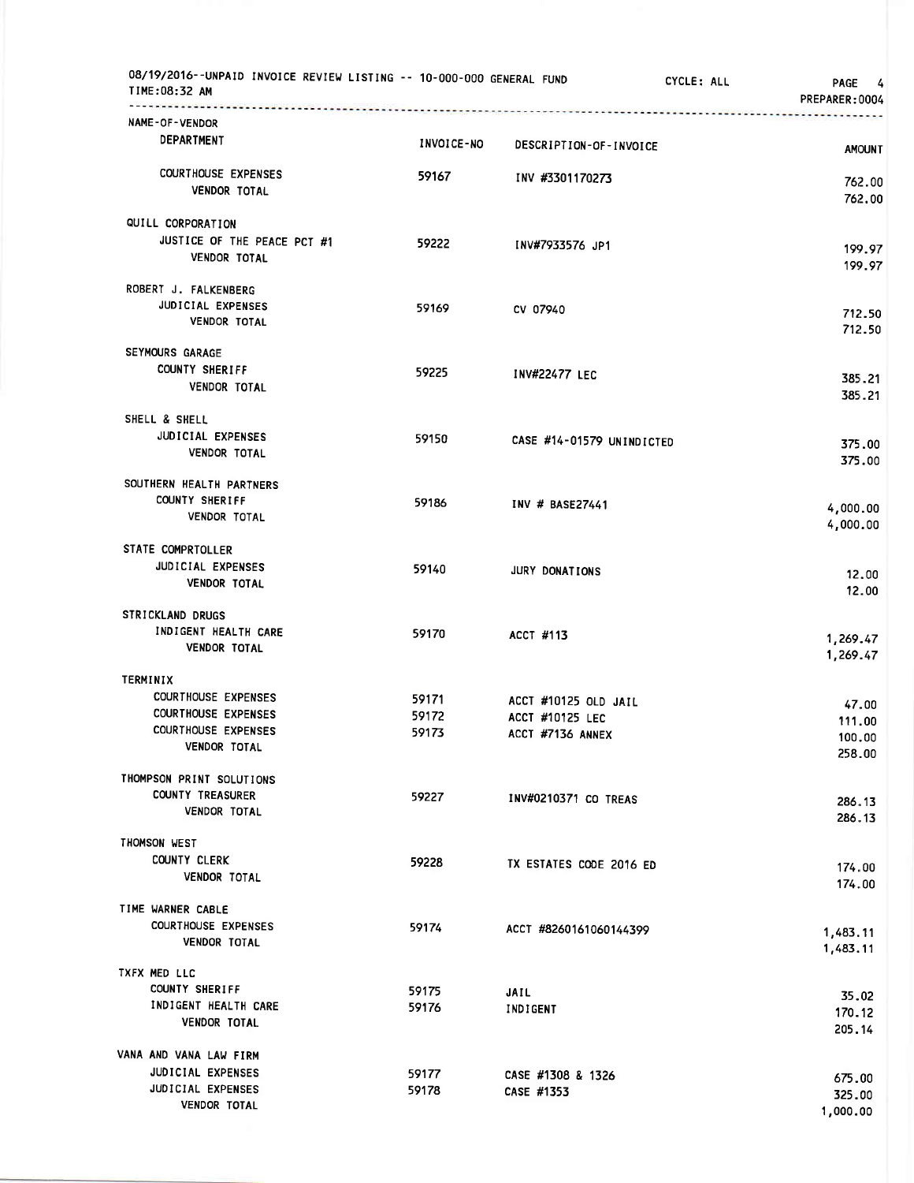08/19/2016--UNPAID INVOICE REVIEW LISTING -- 10-000-000 GENERAL FUND CYCLE: ALL PAGE 4
TIME:08:32 AM PREPARER:0004

| NAME-OF-VENDOR / DEPARTMENT | INVOICE-NO | DESCRIPTION-OF-INVOICE | AMOUNT |
|---|---|---|---|
| COURTHOUSE EXPENSES | 59167 | INV #3301170273 | 762.00 |
| VENDOR TOTAL | | | 762.00 |
| QUILL CORPORATION | | | |
| JUSTICE OF THE PEACE PCT #1 | 59222 | INV#7933576 JP1 | 199.97 |
| VENDOR TOTAL | | | 199.97 |
| ROBERT J. FALKENBERG | | | |
| JUDICIAL EXPENSES | 59169 | CV 07940 | 712.50 |
| VENDOR TOTAL | | | 712.50 |
| SEYMOURS GARAGE | | | |
| COUNTY SHERIFF | 59225 | INV#22477 LEC | 385.21 |
| VENDOR TOTAL | | | 385.21 |
| SHELL & SHELL | | | |
| JUDICIAL EXPENSES | 59150 | CASE #14-01579 UNINDICTED | 375.00 |
| VENDOR TOTAL | | | 375.00 |
| SOUTHERN HEALTH PARTNERS | | | |
| COUNTY SHERIFF | 59186 | INV # BASE27441 | 4,000.00 |
| VENDOR TOTAL | | | 4,000.00 |
| STATE COMPRTOLLER | | | |
| JUDICIAL EXPENSES | 59140 | JURY DONATIONS | 12.00 |
| VENDOR TOTAL | | | 12.00 |
| STRICKLAND DRUGS | | | |
| INDIGENT HEALTH CARE | 59170 | ACCT #113 | 1,269.47 |
| VENDOR TOTAL | | | 1,269.47 |
| TERMINIX | | | |
| COURTHOUSE EXPENSES | 59171 | ACCT #10125 OLD JAIL | 47.00 |
| COURTHOUSE EXPENSES | 59172 | ACCT #10125 LEC | 111.00 |
| COURTHOUSE EXPENSES | 59173 | ACCT #7136 ANNEX | 100.00 |
| VENDOR TOTAL | | | 258.00 |
| THOMPSON PRINT SOLUTIONS | | | |
| COUNTY TREASURER | 59227 | INV#0210371 CO TREAS | 286.13 |
| VENDOR TOTAL | | | 286.13 |
| THOMSON WEST | | | |
| COUNTY CLERK | 59228 | TX ESTATES CODE 2016 ED | 174.00 |
| VENDOR TOTAL | | | 174.00 |
| TIME WARNER CABLE | | | |
| COURTHOUSE EXPENSES | 59174 | ACCT #8260161060144399 | 1,483.11 |
| VENDOR TOTAL | | | 1,483.11 |
| TXFX MED LLC | | | |
| COUNTY SHERIFF | 59175 | JAIL | 35.02 |
| INDIGENT HEALTH CARE | 59176 | INDIGENT | 170.12 |
| VENDOR TOTAL | | | 205.14 |
| VANA AND VANA LAW FIRM | | | |
| JUDICIAL EXPENSES | 59177 | CASE #1308 & 1326 | 675.00 |
| JUDICIAL EXPENSES | 59178 | CASE #1353 | 325.00 |
| VENDOR TOTAL | | | 1,000.00 |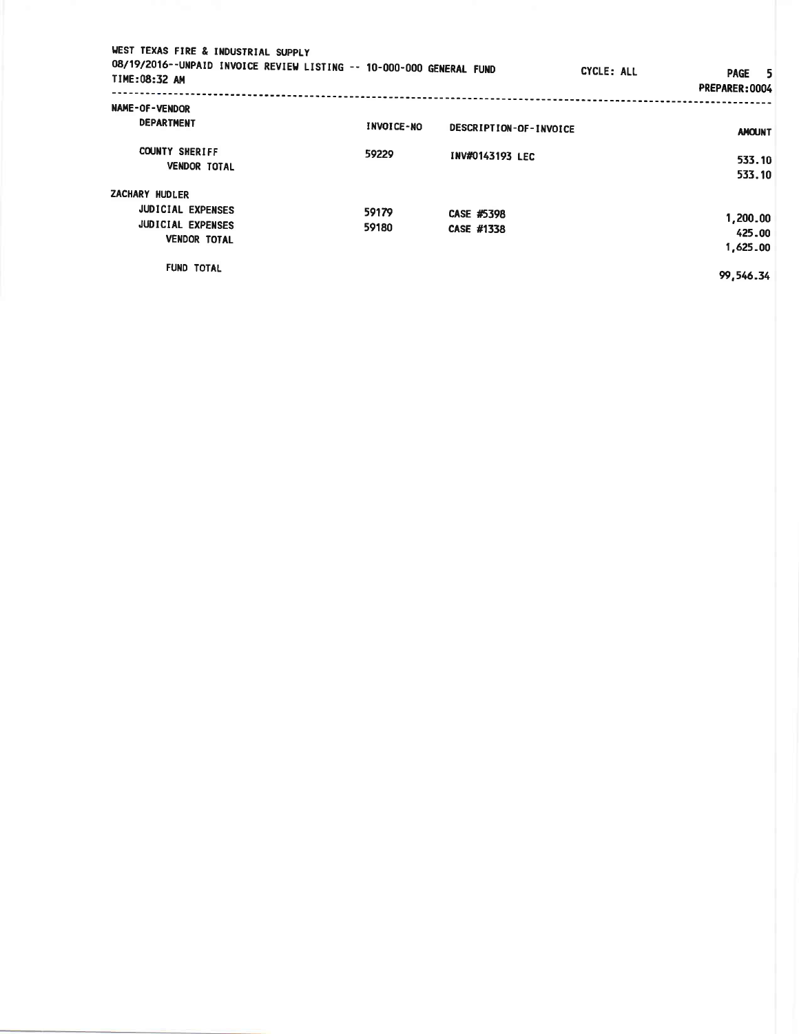WEST TEXAS FIRE & INDUSTRIAL SUPPLY
08/19/2016--UNPAID INVOICE REVIEW LISTING -- 10-000-000 GENERAL FUND CYCLE: ALL
TIME:08:32 AM PREPARER:0004

| NAME-OF-VENDOR DEPARTMENT | INVOICE-NO | DESCRIPTION-OF-INVOICE | AMOUNT |
|---|---|---|---|
| COUNTY SHERIFF | 59229 | INV#0143193 LEC | 533.10 |
| VENDOR TOTAL | | | 533.10 |
| ZACHARY HUDLER | | | |
| JUDICIAL EXPENSES | 59179 | CASE #5398 | 1,200.00 |
| JUDICIAL EXPENSES | 59180 | CASE #1338 | 425.00 |
| VENDOR TOTAL | | | 1,625.00 |
| FUND TOTAL | | | 99,546.34 |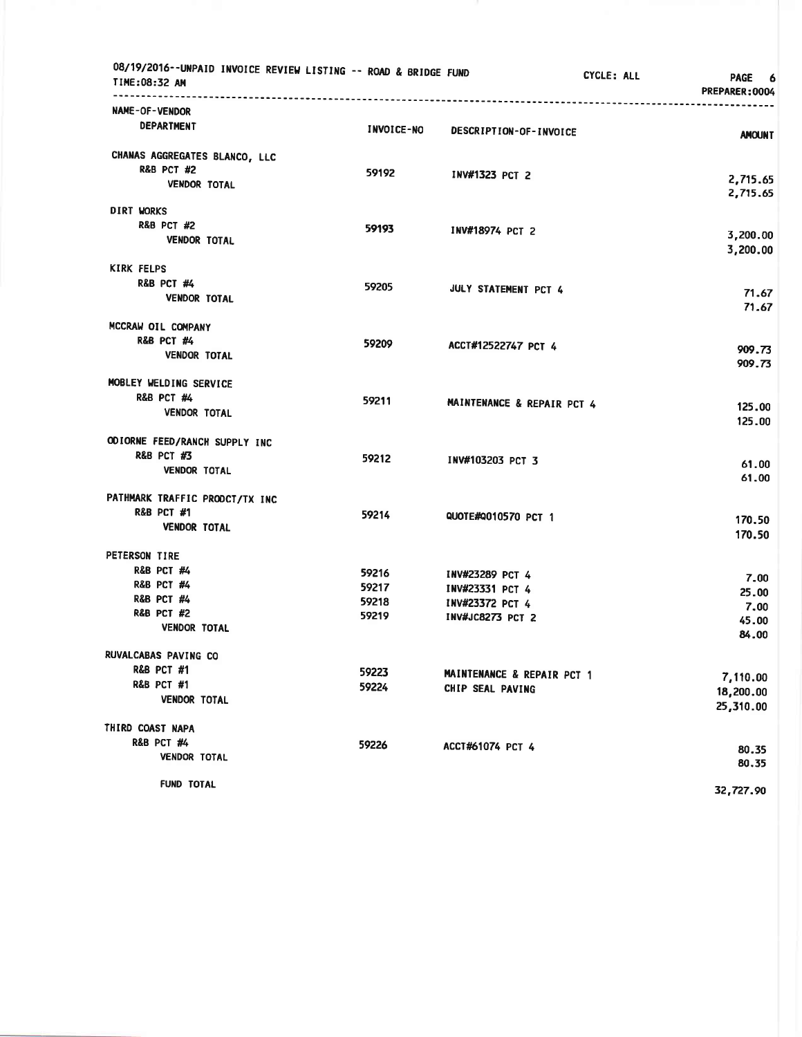08/19/2016--UNPAID INVOICE REVIEW LISTING -- ROAD & BRIDGE FUND CYCLE: ALL PAGE 6
TIME:08:32 AM PREPARER:0004

| NAME-OF-VENDOR DEPARTMENT | INVOICE-NO | DESCRIPTION-OF-INVOICE | AMOUNT |
|---|---|---|---|
| CHANAS AGGREGATES BLANCO, LLC | | | |
| R&B PCT #2 | 59192 | INV#1323 PCT 2 | 2,715.65 |
| VENDOR TOTAL | | | 2,715.65 |
| DIRT WORKS | | | |
| R&B PCT #2 | 59193 | INV#18974 PCT 2 | 3,200.00 |
| VENDOR TOTAL | | | 3,200.00 |
| KIRK FELPS | | | |
| R&B PCT #4 | 59205 | JULY STATEMENT PCT 4 | 71.67 |
| VENDOR TOTAL | | | 71.67 |
| MCCRAW OIL COMPANY | | | |
| R&B PCT #4 | 59209 | ACCT#12522747 PCT 4 | 909.73 |
| VENDOR TOTAL | | | 909.73 |
| MOBLEY WELDING SERVICE | | | |
| R&B PCT #4 | 59211 | MAINTENANCE & REPAIR PCT 4 | 125.00 |
| VENDOR TOTAL | | | 125.00 |
| ODIORNE FEED/RANCH SUPPLY INC | | | |
| R&B PCT #3 | 59212 | INV#103203 PCT 3 | 61.00 |
| VENDOR TOTAL | | | 61.00 |
| PATHMARK TRAFFIC PRODCT/TX INC | | | |
| R&B PCT #1 | 59214 | QUOTE#Q010570 PCT 1 | 170.50 |
| VENDOR TOTAL | | | 170.50 |
| PETERSON TIRE | | | |
| R&B PCT #4 | 59216 | INV#23289 PCT 4 | 7.00 |
| R&B PCT #4 | 59217 | INV#23331 PCT 4 | 25.00 |
| R&B PCT #4 | 59218 | INV#23372 PCT 4 | 7.00 |
| R&B PCT #2 | 59219 | INV#JC8273 PCT 2 | 45.00 |
| VENDOR TOTAL | | | 84.00 |
| RUVALCABAS PAVING CO | | | |
| R&B PCT #1 | 59223 | MAINTENANCE & REPAIR PCT 1 | 7,110.00 |
| R&B PCT #1 | 59224 | CHIP SEAL PAVING | 18,200.00 |
| VENDOR TOTAL | | | 25,310.00 |
| THIRD COAST NAPA | | | |
| R&B PCT #4 | 59226 | ACCT#61074 PCT 4 | 80.35 |
| VENDOR TOTAL | | | 80.35 |
| FUND TOTAL | | | 32,727.90 |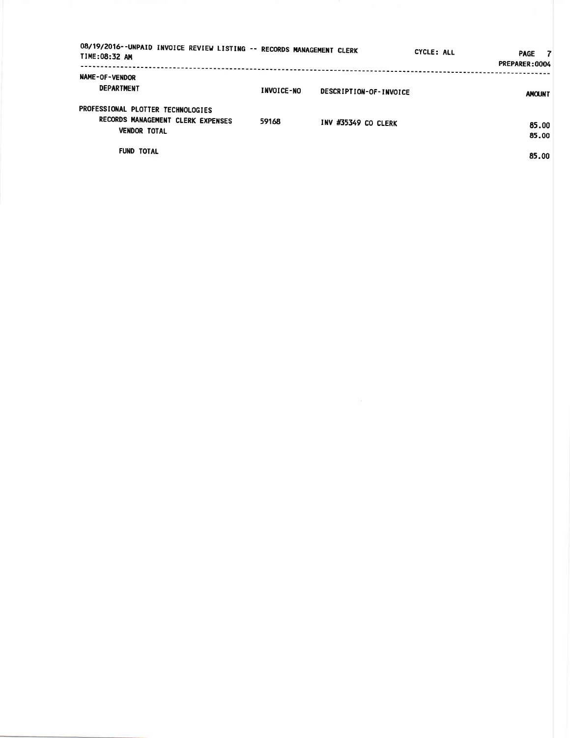08/19/2016--UNPAID INVOICE REVIEW LISTING -- RECORDS MANAGEMENT CLERK CYCLE: ALL PAGE 7

TIME:08:32 AM PREPARER:0004

| NAME-OF-VENDOR<br>DEPARTMENT | INVOICE-NO | DESCRIPTION-OF-INVOICE | AMOUNT |
|---|---|---|---|
| PROFESSIONAL PLOTTER TECHNOLOGIES | | | |
| RECORDS MANAGEMENT CLERK EXPENSES | 59168 | INV #35349 CO CLERK | 85.00 |
| VENDOR TOTAL | | | 85.00 |
| FUND TOTAL | | | 85.00 |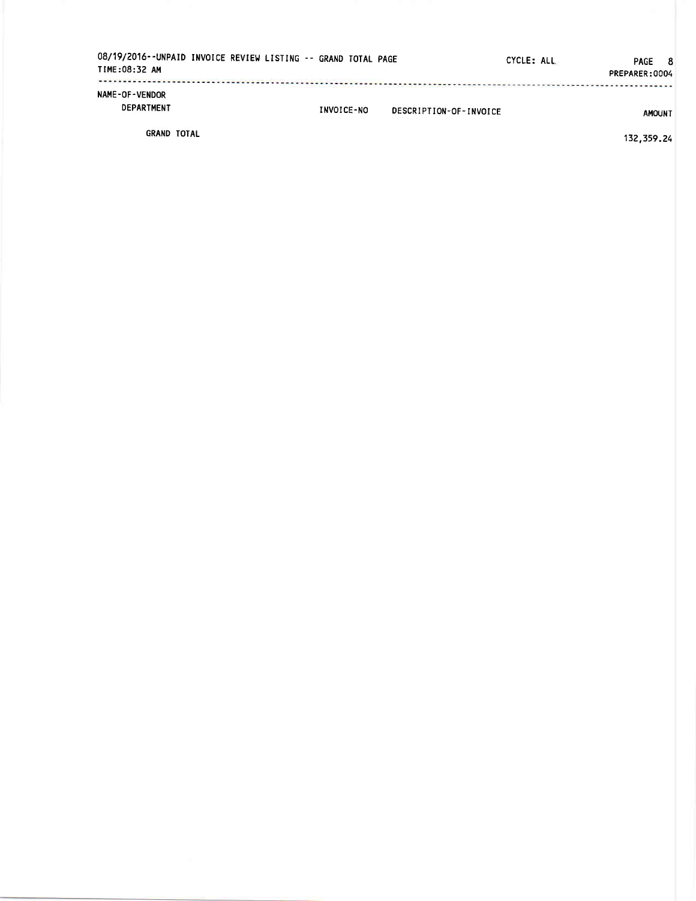08/19/2016--UNPAID INVOICE REVIEW LISTING -- GRAND TOTAL PAGE CYCLE: ALL PREPARER:0004
TIME:08:32 AM

| NAME-OF-VENDOR DEPARTMENT | INVOICE-NO | DESCRIPTION-OF-INVOICE | AMOUNT |
|---|---|---|---|
| GRAND TOTAL | | | 132,359.24 |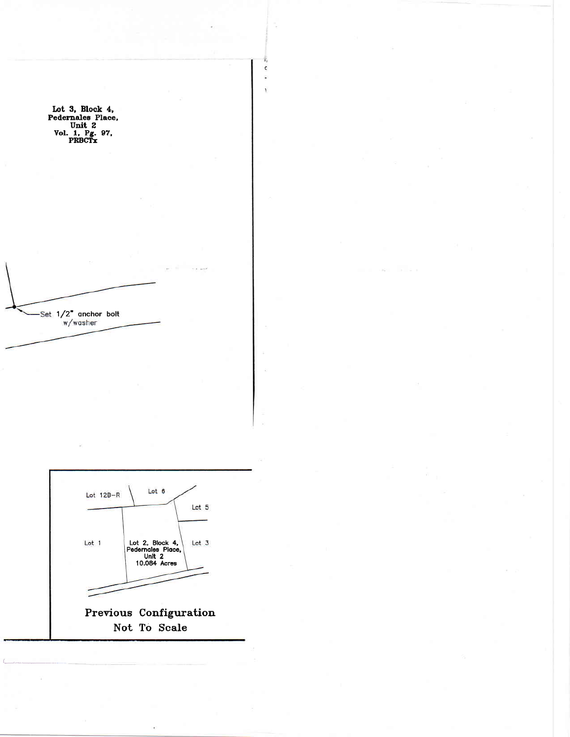Lot 3, Block 4,
Pedernales Place,
Unit 2
Vol. 1, Pg. 97,
PRBCTx

Set 1/2" anchor bolt
w/washer

Lot 12B-R

Lot 6

Lot 5

Lot 1

Lot 2, Block 4,
Pedernales Place,
Unit 2
10.084 Acres

Lot 3

Previous Configuration
Not To Scale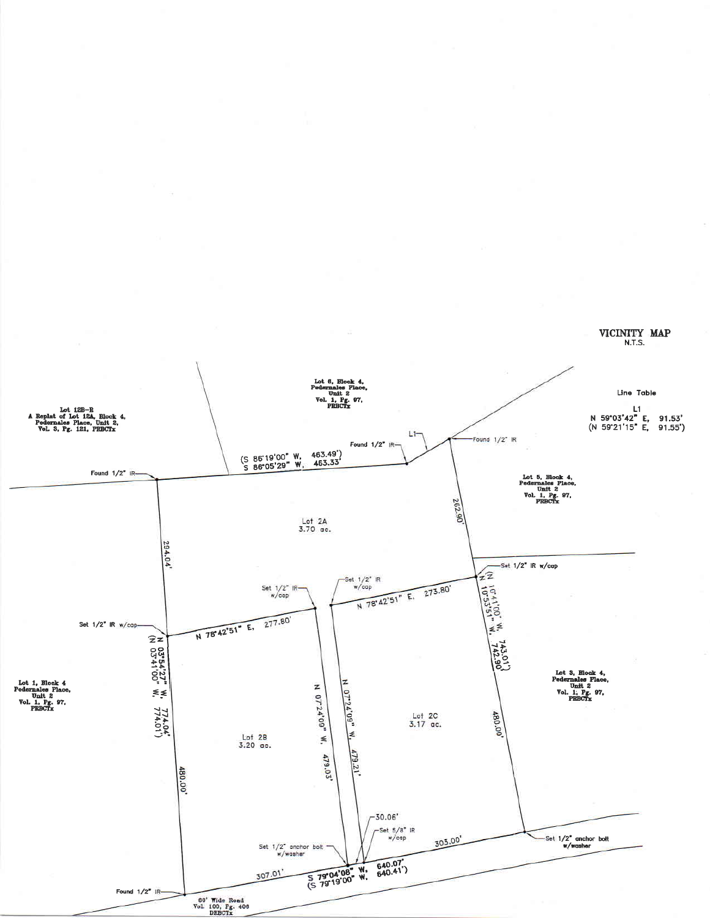VICINITY MAP
N.T.S.

Line Table

| | |
|---|---|
| L1 | |
| N 59°03'42" E, | 91.53' |
| (N 59°21'15" E, | 91.55') |

Lot 12B-R
A Replat of Lot 12A, Block 4,
Pedernales Place, Unit 2,
Vol. 3, Pg. 121, PRBCTx

Lot 6, Block 4,
Pedernales Place,
Unit 2
Vol. 1, Pg. 97,
PRBCTx

Lot 5, Block 4,
Pedernales Place,
Unit 2
Vol. 1, Pg. 97,
PRBCTx

Lot 1, Block 4
Pedernales Place,
Unit 2
Vol. 1, Pg. 97,
PRBCTx

Lot 3, Block 4,
Pedernales Place,
Unit 2
Vol. 1, Pg. 97,
PRBCTx

Found 1/2" IR

Found 1/2" IR

L1

Found 1/2" IR

(S 86°19'00" W, 463.49')
S 86°05'29" W, 463.33'

Lot 2A
3.70 ac.

294.04'

262.90'

Set 1/2" IR w/cap

Set 1/2" IR w/cap

Set 1/2" IR w/cap

Set 1/2" IR w/cap

N 78°42'51" E, 277.80'

N 78°42'51" E, 273.80'

N 03°54'27" W, 774.04'
(N 03°41'00" W, 774.01')

N 07°24'09" W, 479.03'

N 07°24'09" W, 479.21'

(N 10°41'00" W, 743.01')
N 10°53'51" W, 742.90'

Lot 2B
3.20 ac.

Lot 2C
3.17 ac.

480.00'

480.00'

30.06'

Set 5/8" IR w/cap

Set 1/2" anchor bolt w/washer

Set 1/2" anchor bolt w/washer

303.00'

307.01'

S 79°04'08" W, 640.07'
(S 79°19'00" W, 640.41')

Found 1/2" IR

60' Wide Road
Vol. 100, Pg. 406
DRBCTx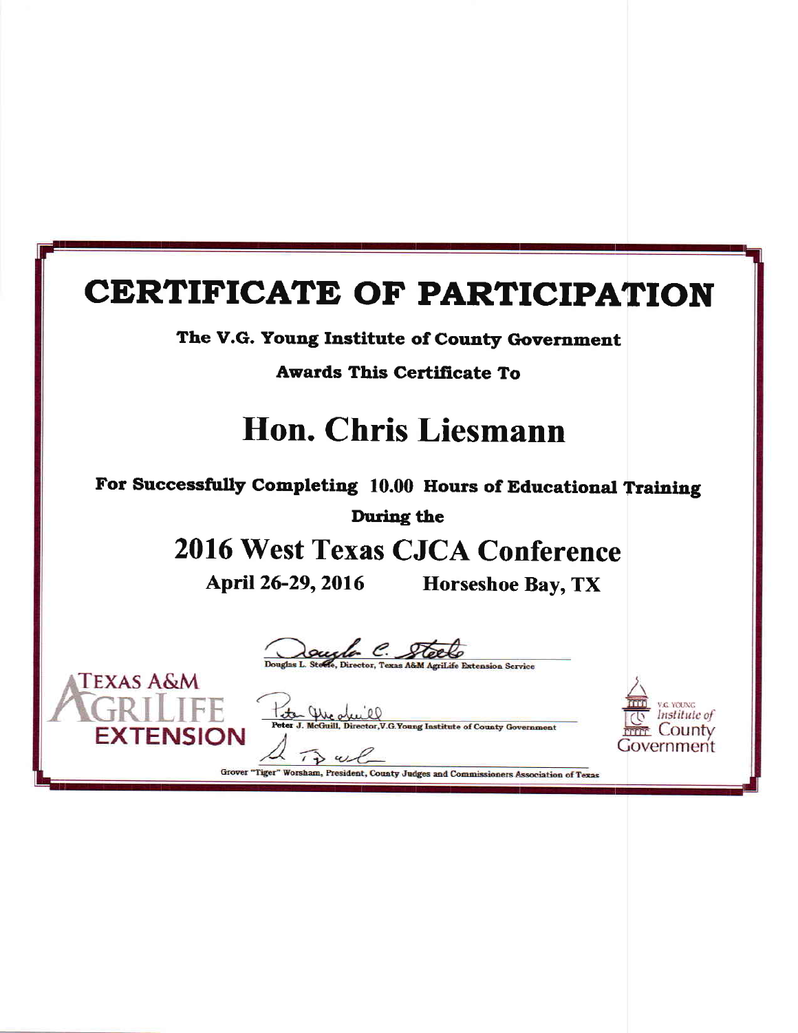# CERTIFICATE OF PARTICIPATION

**The V.G. Young Institute of County Government**

**Awards This Certificate To**

## Hon. Chris Liesmann

**For Successfully Completing 10.00 Hours of Educational Training**

**During the**

## 2016 West Texas CJCA Conference

**April 26-29, 2016 Horseshoe Bay, TX**

Douglas L. Steele, Director, Texas A&M AgriLife Extension Service

TEXAS A&M AGRILIFE EXTENSION

Peter J. McGuill, Director, V.G. Young Institute of County Government

V.G. YOUNG Institute of County Government

Grover "Tiger" Worsham, President, County Judges and Commissioners Association of Texas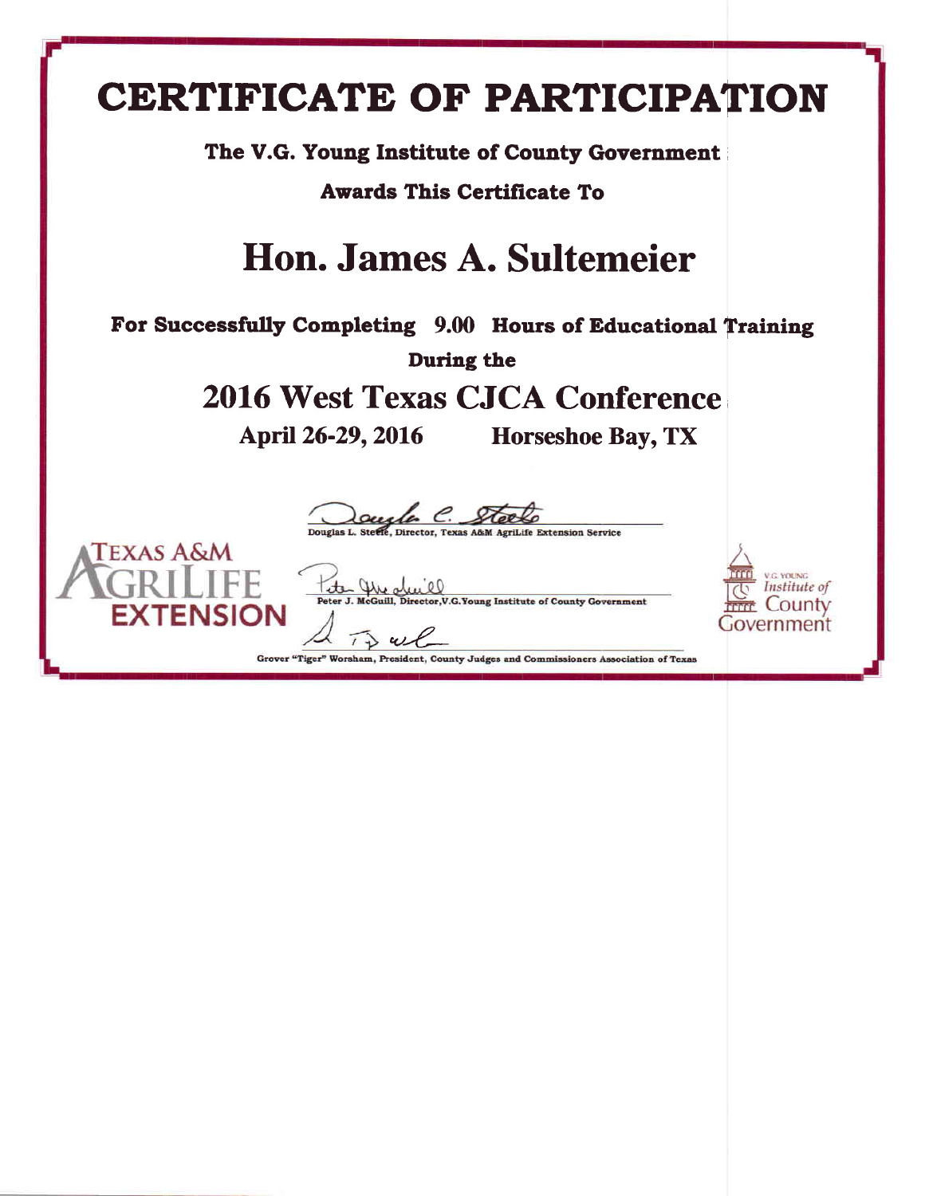# CERTIFICATE OF PARTICIPATION

**The V.G. Young Institute of County Government**

**Awards This Certificate To**

## Hon. James A. Sultemeier

**For Successfully Completing 9.00 Hours of Educational Training**

**During the**

## 2016 West Texas CJCA Conference

**April 26-29, 2016 Horseshoe Bay, TX**

Douglas L. Steele, Director, Texas A&M AgriLife Extension Service

Peter J. McGuill, Director, V.G. Young Institute of County Government

Grover "Tiger" Worsham, President, County Judges and Commissioners Association of Texas

TEXAS A&M AGRILIFE EXTENSION

V.G. YOUNG Institute of County Government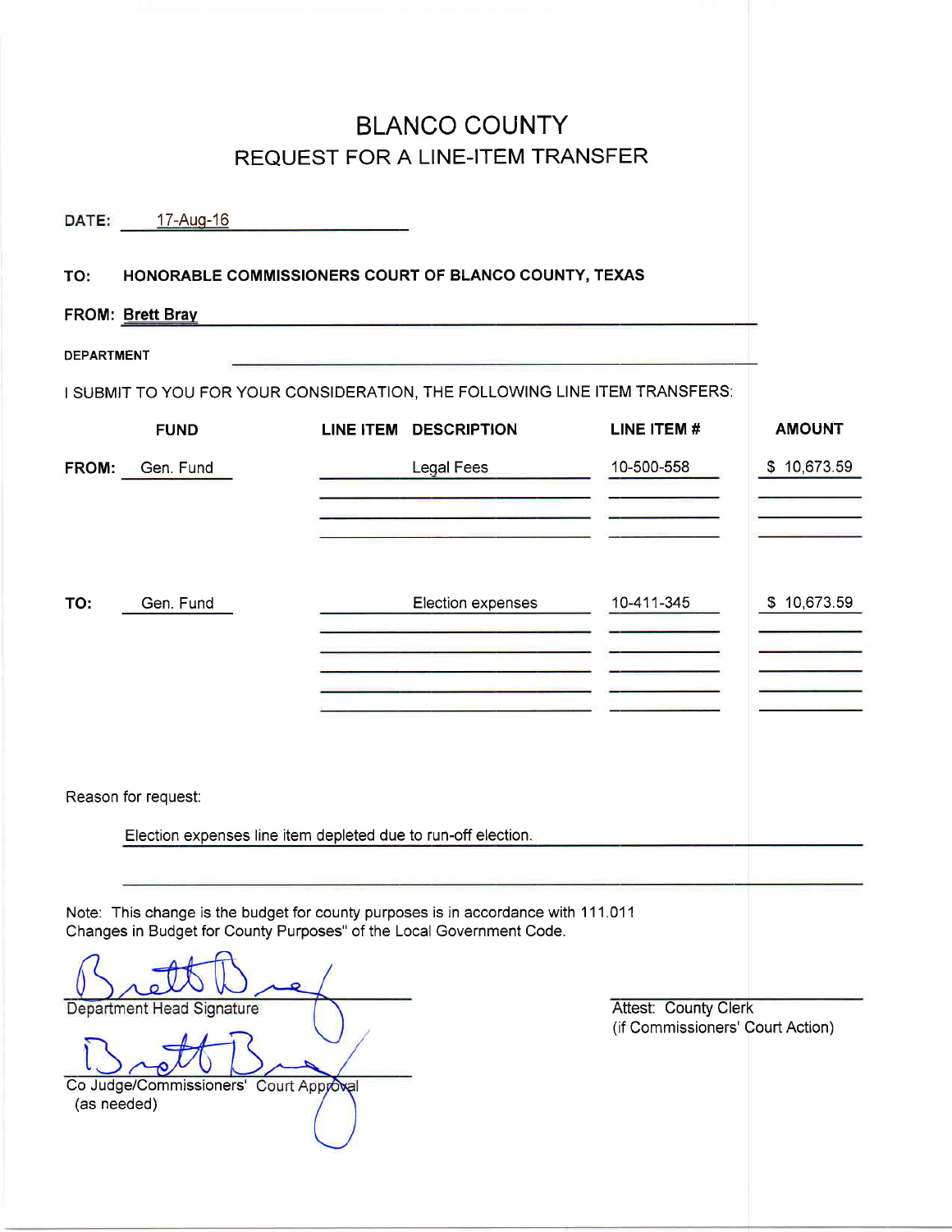# BLANCO COUNTY

## REQUEST FOR A LINE-ITEM TRANSFER

**DATE:** 17-Aug-16

**TO:** **HONORABLE COMMISSIONERS COURT OF BLANCO COUNTY, TEXAS**

**FROM:** **Brett Bray**

**DEPARTMENT**

I SUBMIT TO YOU FOR YOUR CONSIDERATION, THE FOLLOWING LINE ITEM TRANSFERS:

| | FUND | LINE ITEM DESCRIPTION | LINE ITEM # | AMOUNT |
|---|---|---|---|---|
| FROM: | Gen. Fund | Legal Fees | 10-500-558 | $ 10,673.59 |
| TO: | Gen. Fund | Election expenses | 10-411-345 | $ 10,673.59 |

Reason for request:

Election expenses line item depleted due to run-off election.

Note: This change is the budget for county purposes is in accordance with 111.011 Changes in Budget for County Purposes" of the Local Government Code.

Department Head Signature

Co Judge/Commissioners' Court Approval (as needed)

Attest: County Clerk (if Commissioners' Court Action)